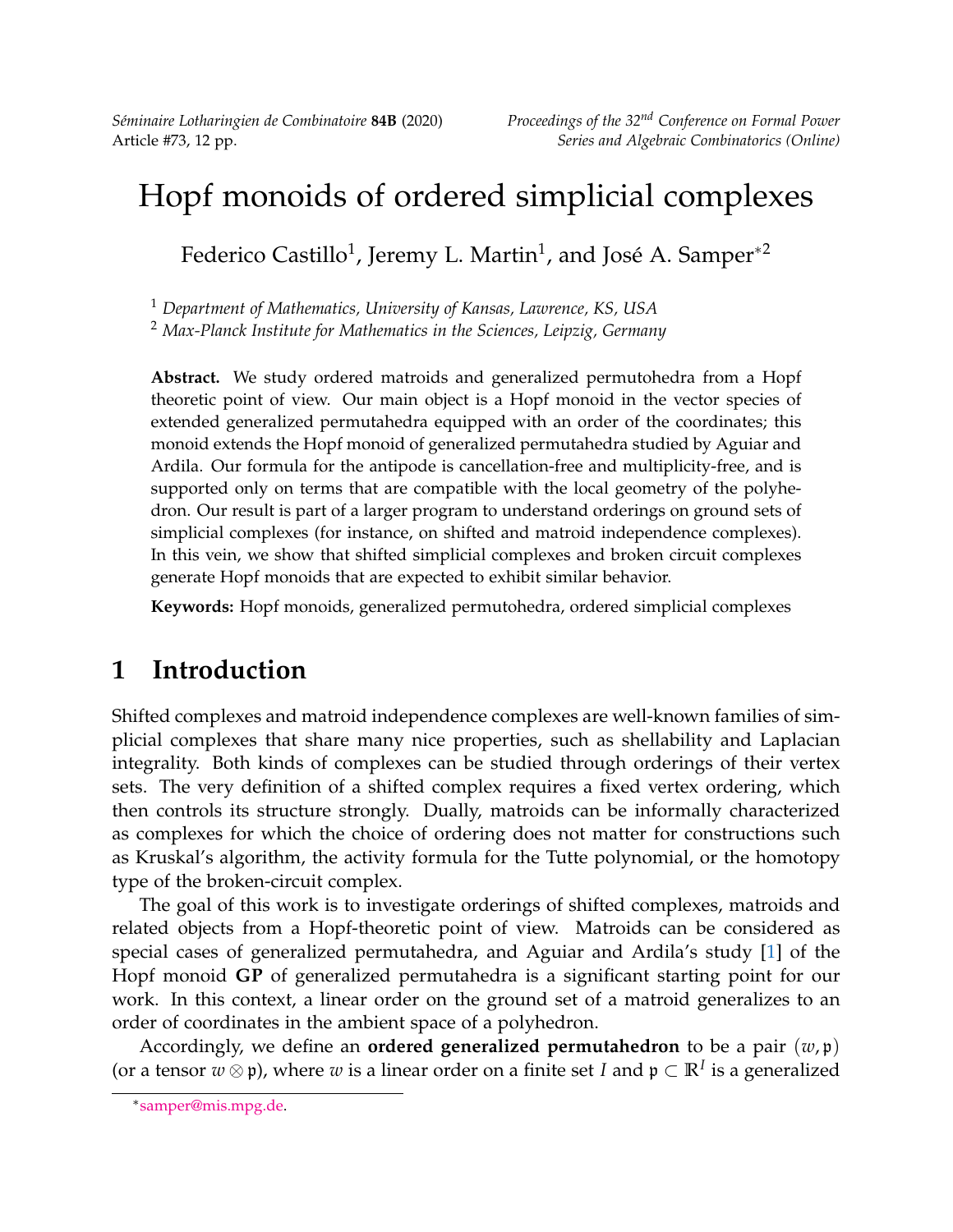# Hopf monoids of ordered simplicial complexes

Federico Castillo[1], Jeremy L. Martin[1], and José A. Samper[*2]

[1] *Department of Mathematics, University of Kansas, Lawrence, KS, USA*

[2] *Max-Planck Institute for Mathematics in the Sciences, Leipzig, Germany*

**Abstract.** We study ordered matroids and generalized permutohedra from a Hopf theoretic point of view. Our main object is a Hopf monoid in the vector species of extended generalized permutahedra equipped with an order of the coordinates; this monoid extends the Hopf monoid of generalized permutahedra studied by Aguiar and Ardila. Our formula for the antipode is cancellation-free and multiplicity-free, and is supported only on terms that are compatible with the local geometry of the polyhedron. Our result is part of a larger program to understand orderings on ground sets of simplicial complexes (for instance, on shifted and matroid independence complexes). In this vein, we show that shifted simplicial complexes and broken circuit complexes generate Hopf monoids that are expected to exhibit similar behavior.

**Keywords:** Hopf monoids, generalized permutohedra, ordered simplicial complexes

## 1 Introduction

Shifted complexes and matroid independence complexes are well-known families of simplicial complexes that share many nice properties, such as shellability and Laplacian integrality. Both kinds of complexes can be studied through orderings of their vertex sets. The very definition of a shifted complex requires a fixed vertex ordering, which then controls its structure strongly. Dually, matroids can be informally characterized as complexes for which the choice of ordering does not matter for constructions such as Kruskal's algorithm, the activity formula for the Tutte polynomial, or the homotopy type of the broken-circuit complex.

The goal of this work is to investigate orderings of shifted complexes, matroids and related objects from a Hopf-theoretic point of view. Matroids can be considered as special cases of generalized permutahedra, and Aguiar and Ardila's study [1] of the Hopf monoid **GP** of generalized permutahedra is a significant starting point for our work. In this context, a linear order on the ground set of a matroid generalizes to an order of coordinates in the ambient space of a polyhedron.

Accordingly, we define an **ordered generalized permutahedron** to be a pair $(w, \mathfrak{p})$ (or a tensor $w \otimes \mathfrak{p}$), where $w$ is a linear order on a finite set $I$ and $\mathfrak{p} \subset \mathbb{R}^I$ is a generalized

*samper@mis.mpg.de.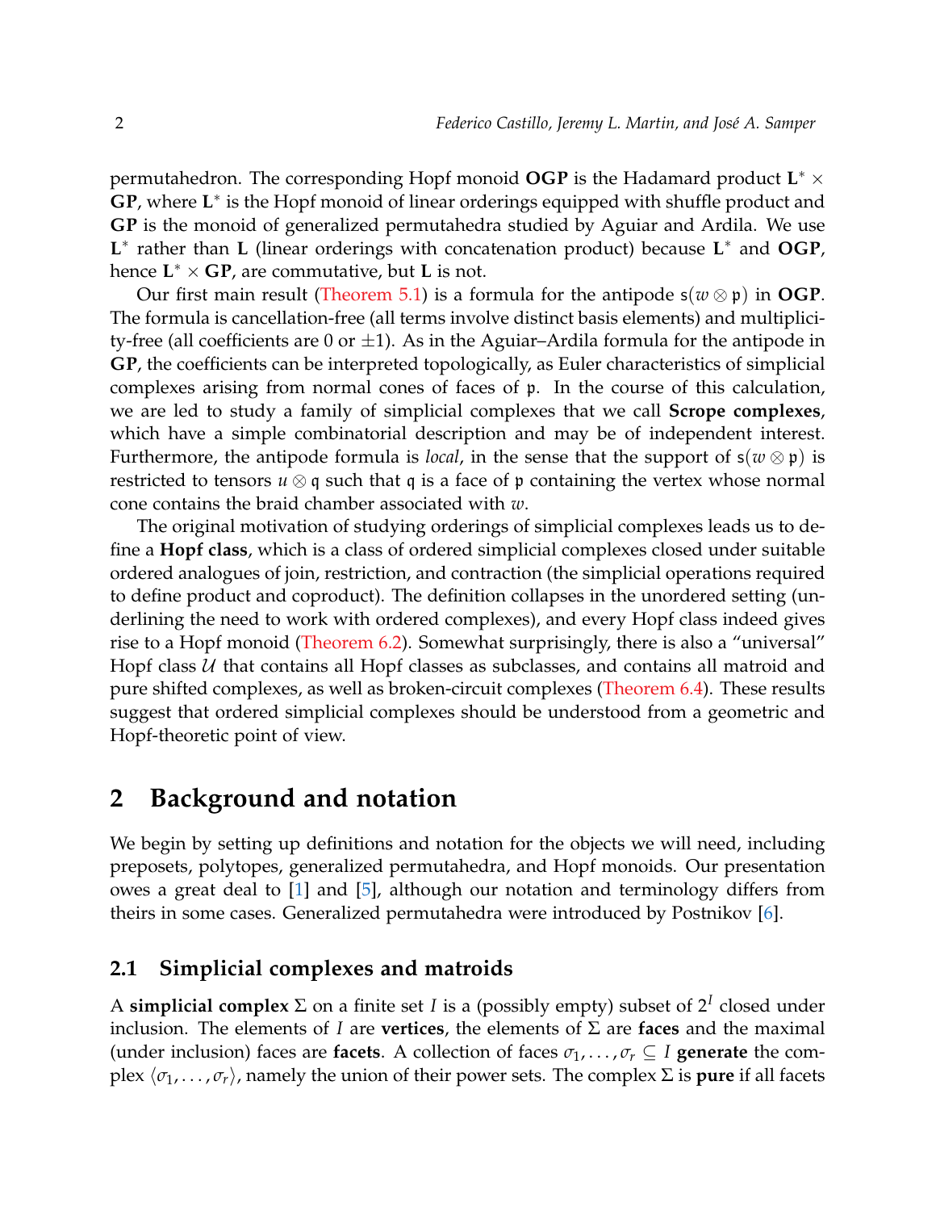permutahedron. The corresponding Hopf monoid **OGP** is the Hadamard product $\mathbf{L}^* \times$ **GP**, where $\mathbf{L}^*$ is the Hopf monoid of linear orderings equipped with shuffle product and **GP** is the monoid of generalized permutahedra studied by Aguiar and Ardila. We use $\mathbf{L}^*$ rather than $\mathbf{L}$ (linear orderings with concatenation product) because $\mathbf{L}^*$ and **OGP**, hence $\mathbf{L}^* \times \mathbf{GP}$, are commutative, but $\mathbf{L}$ is not.

Our first main result (Theorem 5.1) is a formula for the antipode $\mathsf{s}(w \otimes \mathfrak{p})$ in **OGP**. The formula is cancellation-free (all terms involve distinct basis elements) and multiplicity-free (all coefficients are 0 or $\pm 1$). As in the Aguiar–Ardila formula for the antipode in **GP**, the coefficients can be interpreted topologically, as Euler characteristics of simplicial complexes arising from normal cones of faces of $\mathfrak{p}$. In the course of this calculation, we are led to study a family of simplicial complexes that we call **Scrope complexes**, which have a simple combinatorial description and may be of independent interest. Furthermore, the antipode formula is *local*, in the sense that the support of $\mathsf{s}(w \otimes \mathfrak{p})$ is restricted to tensors $u \otimes \mathfrak{q}$ such that $\mathfrak{q}$ is a face of $\mathfrak{p}$ containing the vertex whose normal cone contains the braid chamber associated with $w$.

The original motivation of studying orderings of simplicial complexes leads us to define a **Hopf class**, which is a class of ordered simplicial complexes closed under suitable ordered analogues of join, restriction, and contraction (the simplicial operations required to define product and coproduct). The definition collapses in the unordered setting (underlining the need to work with ordered complexes), and every Hopf class indeed gives rise to a Hopf monoid (Theorem 6.2). Somewhat surprisingly, there is also a "universal" Hopf class $\mathcal{U}$ that contains all Hopf classes as subclasses, and contains all matroid and pure shifted complexes, as well as broken-circuit complexes (Theorem 6.4). These results suggest that ordered simplicial complexes should be understood from a geometric and Hopf-theoretic point of view.

## 2 Background and notation

We begin by setting up definitions and notation for the objects we will need, including preposets, polytopes, generalized permutahedra, and Hopf monoids. Our presentation owes a great deal to [1] and [5], although our notation and terminology differs from theirs in some cases. Generalized permutahedra were introduced by Postnikov [6].

### 2.1 Simplicial complexes and matroids

A **simplicial complex** $\Sigma$ on a finite set $I$ is a (possibly empty) subset of $2^I$ closed under inclusion. The elements of $I$ are **vertices**, the elements of $\Sigma$ are **faces** and the maximal (under inclusion) faces are **facets**. A collection of faces $\sigma_1, \ldots, \sigma_r \subseteq I$ **generate** the complex $\langle \sigma_1, \ldots, \sigma_r \rangle$, namely the union of their power sets. The complex $\Sigma$ is **pure** if all facets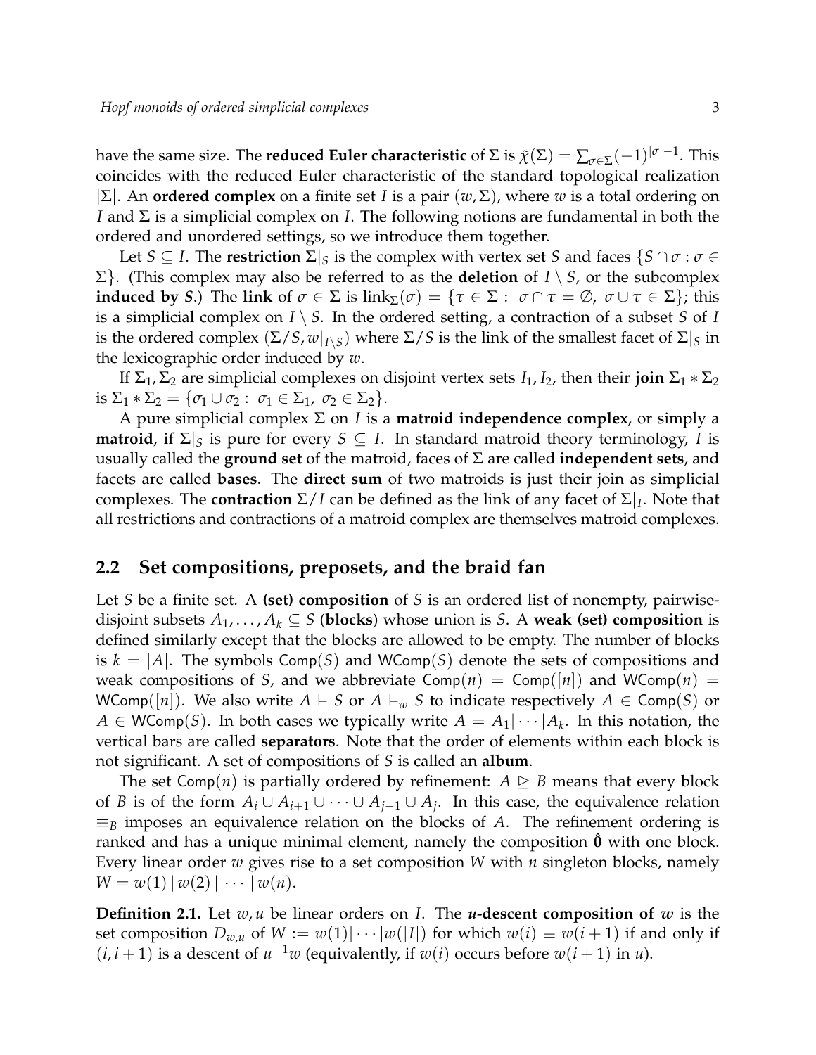have the same size. The **reduced Euler characteristic** of $\Sigma$ is $\tilde{\chi}(\Sigma) = \sum_{\sigma \in \Sigma} (-1)^{|\sigma|-1}$. This coincides with the reduced Euler characteristic of the standard topological realization $|\Sigma|$. An **ordered complex** on a finite set $I$ is a pair $(w, \Sigma)$, where $w$ is a total ordering on $I$ and $\Sigma$ is a simplicial complex on $I$. The following notions are fundamental in both the ordered and unordered settings, so we introduce them together.

Let $S \subseteq I$. The **restriction** $\Sigma|_S$ is the complex with vertex set $S$ and faces $\{S \cap \sigma : \sigma \in \Sigma\}$. (This complex may also be referred to as the **deletion** of $I \setminus S$, or the subcomplex **induced by** $S$.) The **link** of $\sigma \in \Sigma$ is $\text{link}_\Sigma(\sigma) = \{\tau \in \Sigma : \ \sigma \cap \tau = \emptyset, \ \sigma \cup \tau \in \Sigma\}$; this is a simplicial complex on $I \setminus S$. In the ordered setting, a contraction of a subset $S$ of $I$ is the ordered complex $(\Sigma/S, w|_{I \setminus S})$ where $\Sigma/S$ is the link of the smallest facet of $\Sigma|_S$ in the lexicographic order induced by $w$.

If $\Sigma_1, \Sigma_2$ are simplicial complexes on disjoint vertex sets $I_1, I_2$, then their **join** $\Sigma_1 * \Sigma_2$ is $\Sigma_1 * \Sigma_2 = \{\sigma_1 \cup \sigma_2 : \ \sigma_1 \in \Sigma_1, \ \sigma_2 \in \Sigma_2\}$.

A pure simplicial complex $\Sigma$ on $I$ is a **matroid independence complex**, or simply a **matroid**, if $\Sigma|_S$ is pure for every $S \subseteq I$. In standard matroid theory terminology, $I$ is usually called the **ground set** of the matroid, faces of $\Sigma$ are called **independent sets**, and facets are called **bases**. The **direct sum** of two matroids is just their join as simplicial complexes. The **contraction** $\Sigma/I$ can be defined as the link of any facet of $\Sigma|_I$. Note that all restrictions and contractions of a matroid complex are themselves matroid complexes.

## 2.2 Set compositions, preposets, and the braid fan

Let $S$ be a finite set. A **(set) composition** of $S$ is an ordered list of nonempty, pairwise-disjoint subsets $A_1, \ldots, A_k \subseteq S$ (**blocks**) whose union is $S$. A **weak (set) composition** is defined similarly except that the blocks are allowed to be empty. The number of blocks is $k = |A|$. The symbols $\mathsf{Comp}(S)$ and $\mathsf{WComp}(S)$ denote the sets of compositions and weak compositions of $S$, and we abbreviate $\mathsf{Comp}(n) = \mathsf{Comp}([n])$ and $\mathsf{WComp}(n) = \mathsf{WComp}([n])$. We also write $A \vDash S$ or $A \vDash_w S$ to indicate respectively $A \in \mathsf{Comp}(S)$ or $A \in \mathsf{WComp}(S)$. In both cases we typically write $A = A_1|\cdots|A_k$. In this notation, the vertical bars are called **separators**. Note that the order of elements within each block is not significant. A set of compositions of $S$ is called an **album**.

The set $\mathsf{Comp}(n)$ is partially ordered by refinement: $A \trianglerighteq B$ means that every block of $B$ is of the form $A_i \cup A_{i+1} \cup \cdots \cup A_{j-1} \cup A_j$. In this case, the equivalence relation $\equiv_B$ imposes an equivalence relation on the blocks of $A$. The refinement ordering is ranked and has a unique minimal element, namely the composition $\hat{\mathbf{0}}$ with one block. Every linear order $w$ gives rise to a set composition $W$ with $n$ singleton blocks, namely $W = w(1) \,|\, w(2) \,|\, \cdots \,|\, w(n)$.

**Definition 2.1.** Let $w, u$ be linear orders on $I$. The ***u*-descent composition of *w*** is the set composition $D_{w,u}$ of $W := w(1)|\cdots|w(|I|)$ for which $w(i) \equiv w(i+1)$ if and only if $(i, i+1)$ is a descent of $u^{-1}w$ (equivalently, if $w(i)$ occurs before $w(i+1)$ in $u$).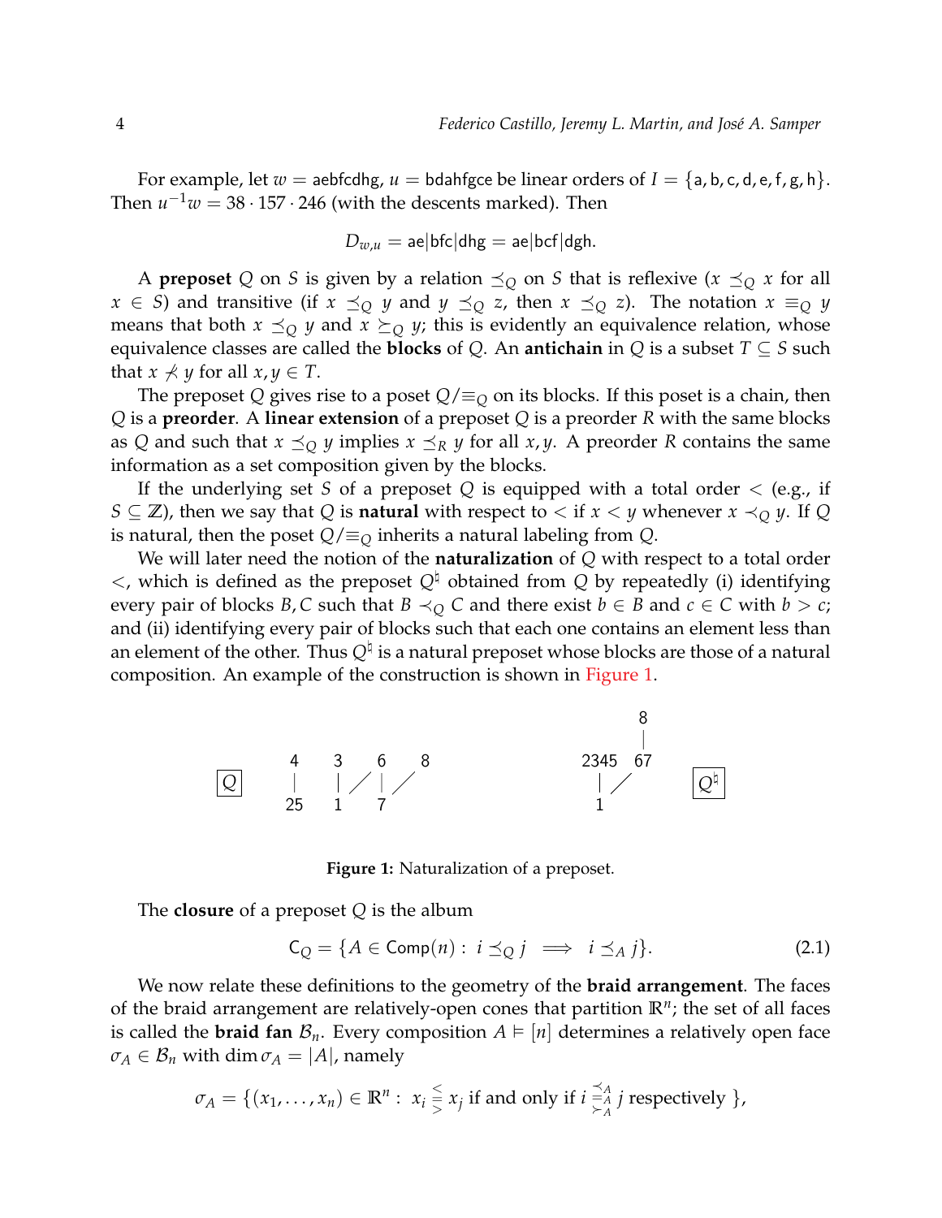For example, let $w = \mathsf{aebfcdhg}$, $u = \mathsf{bdahfgce}$ be linear orders of $I = \{\mathsf{a,b,c,d,e,f,g,h}\}$. Then $u^{-1}w = 38 \cdot 157 \cdot 246$ (with the descents marked). Then

$$D_{w,u} = \mathsf{ae}|\mathsf{bfc}|\mathsf{dhg} = \mathsf{ae}|\mathsf{bcf}|\mathsf{dgh}.$$

A **preposet** $Q$ on $S$ is given by a relation $\preceq_Q$ on $S$ that is reflexive ($x \preceq_Q x$ for all $x \in S$) and transitive (if $x \preceq_Q y$ and $y \preceq_Q z$, then $x \preceq_Q z$). The notation $x \equiv_Q y$ means that both $x \preceq_Q y$ and $x \succeq_Q y$; this is evidently an equivalence relation, whose equivalence classes are called the **blocks** of $Q$. An **antichain** in $Q$ is a subset $T \subseteq S$ such that $x \not\prec y$ for all $x, y \in T$.

The preposet $Q$ gives rise to a poset $Q/\equiv_Q$ on its blocks. If this poset is a chain, then $Q$ is a **preorder**. A **linear extension** of a preposet $Q$ is a preorder $R$ with the same blocks as $Q$ and such that $x \preceq_Q y$ implies $x \preceq_R y$ for all $x, y$. A preorder $R$ contains the same information as a set composition given by the blocks.

If the underlying set $S$ of a preposet $Q$ is equipped with a total order $<$ (e.g., if $S \subseteq \mathbb{Z}$), then we say that $Q$ is **natural** with respect to $<$ if $x < y$ whenever $x \prec_Q y$. If $Q$ is natural, then the poset $Q/\equiv_Q$ inherits a natural labeling from $Q$.

We will later need the notion of the **naturalization** of $Q$ with respect to a total order $<$, which is defined as the preposet $Q^\natural$ obtained from $Q$ by repeatedly (i) identifying every pair of blocks $B, C$ such that $B \prec_Q C$ and there exist $b \in B$ and $c \in C$ with $b > c$; and (ii) identifying every pair of blocks such that each one contains an element less than an element of the other. Thus $Q^\natural$ is a natural preposet whose blocks are those of a natural composition. An example of the construction is shown in Figure 1.

**Figure 1:** Naturalization of a preposet.

The **closure** of a preposet $Q$ is the album

$$\mathsf{C}_Q = \{A \in \mathsf{Comp}(n) : \; i \preceq_Q j \implies i \preceq_A j\}. \tag{2.1}$$

We now relate these definitions to the geometry of the **braid arrangement**. The faces of the braid arrangement are relatively-open cones that partition $\mathbb{R}^n$; the set of all faces is called the **braid fan** $\mathcal{B}_n$. Every composition $A \vDash [n]$ determines a relatively open face $\sigma_A \in \mathcal{B}_n$ with $\dim \sigma_A = |A|$, namely

$$\sigma_A = \{(x_1, \dots, x_n) \in \mathbb{R}^n : \; x_i \overset{<}{\underset{>}{=}} x_j \text{ if and only if } i \overset{\prec_A}{\underset{\succ_A}{\equiv_A}} j \text{ respectively } \},$$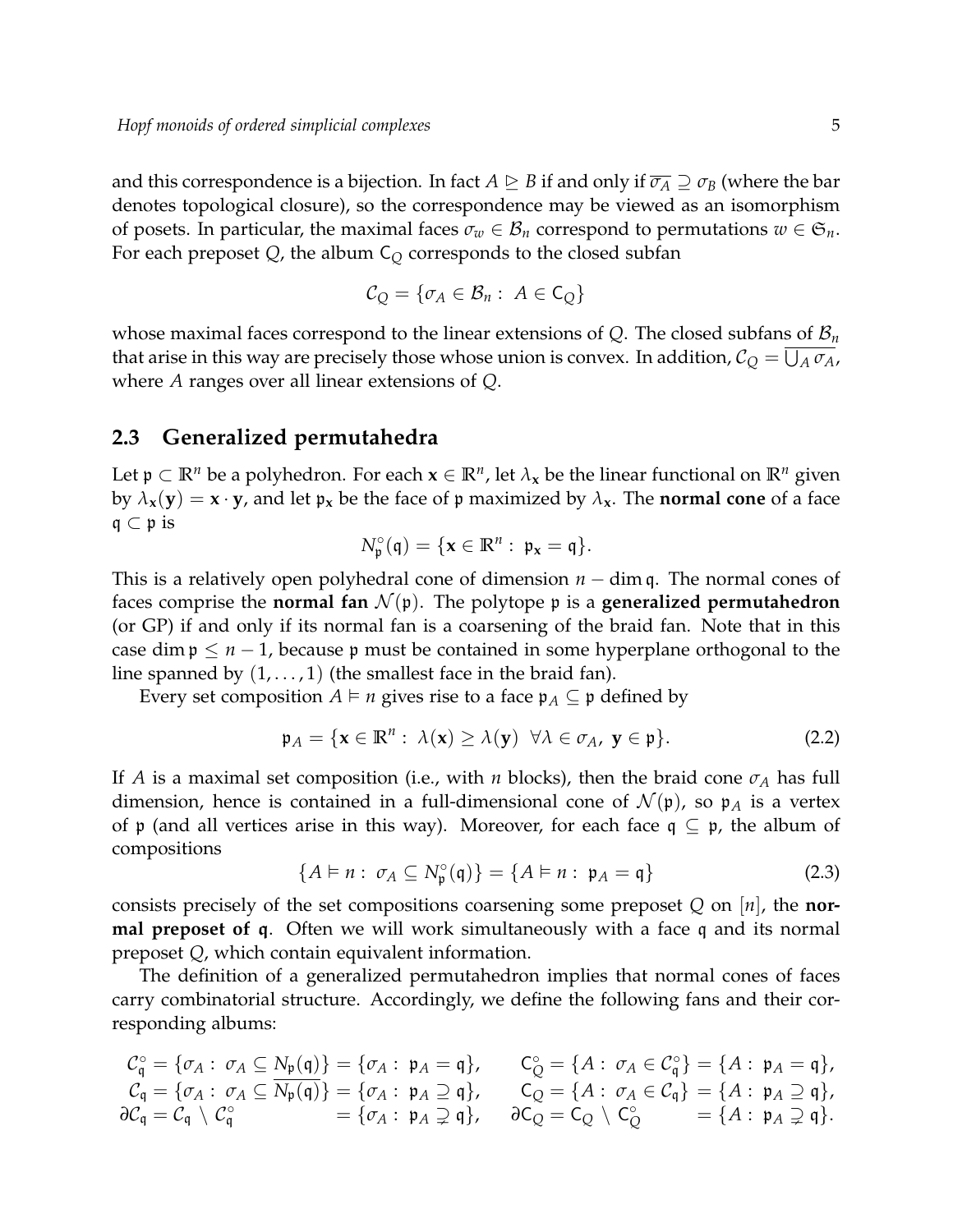and this correspondence is a bijection. In fact $A \trianglerighteq B$ if and only if $\overline{\sigma_A} \supseteq \sigma_B$ (where the bar denotes topological closure), so the correspondence may be viewed as an isomorphism of posets. In particular, the maximal faces $\sigma_w \in \mathcal{B}_n$ correspond to permutations $w \in \mathfrak{S}_n$. For each preposet $Q$, the album $\mathsf{C}_Q$ corresponds to the closed subfan

$$\mathcal{C}_Q = \{\sigma_A \in \mathcal{B}_n : \ A \in \mathsf{C}_Q\}$$

whose maximal faces correspond to the linear extensions of $Q$. The closed subfans of $\mathcal{B}_n$ that arise in this way are precisely those whose union is convex. In addition, $\mathcal{C}_Q = \overline{\bigcup_A \sigma_A}$, where $A$ ranges over all linear extensions of $Q$.

## 2.3 Generalized permutahedra

Let $\mathfrak{p} \subset \mathbb{R}^n$ be a polyhedron. For each $\mathbf{x} \in \mathbb{R}^n$, let $\lambda_\mathbf{x}$ be the linear functional on $\mathbb{R}^n$ given by $\lambda_\mathbf{x}(\mathbf{y}) = \mathbf{x} \cdot \mathbf{y}$, and let $\mathfrak{p}_\mathbf{x}$ be the face of $\mathfrak{p}$ maximized by $\lambda_\mathbf{x}$. The **normal cone** of a face $\mathfrak{q} \subset \mathfrak{p}$ is

$$N^\circ_\mathfrak{p}(\mathfrak{q}) = \{\mathbf{x} \in \mathbb{R}^n : \ \mathfrak{p}_\mathbf{x} = \mathfrak{q}\}.$$

This is a relatively open polyhedral cone of dimension $n - \dim \mathfrak{q}$. The normal cones of faces comprise the **normal fan** $\mathcal{N}(\mathfrak{p})$. The polytope $\mathfrak{p}$ is a **generalized permutahedron** (or GP) if and only if its normal fan is a coarsening of the braid fan. Note that in this case $\dim \mathfrak{p} \leq n-1$, because $\mathfrak{p}$ must be contained in some hyperplane orthogonal to the line spanned by $(1, \ldots, 1)$ (the smallest face in the braid fan).

Every set composition $A \vDash n$ gives rise to a face $\mathfrak{p}_A \subseteq \mathfrak{p}$ defined by

$$\mathfrak{p}_A = \{\mathbf{x} \in \mathbb{R}^n : \ \lambda(\mathbf{x}) \geq \lambda(\mathbf{y}) \ \ \forall \lambda \in \sigma_A, \ \mathbf{y} \in \mathfrak{p}\}. \tag{2.2}$$

If $A$ is a maximal set composition (i.e., with $n$ blocks), then the braid cone $\sigma_A$ has full dimension, hence is contained in a full-dimensional cone of $\mathcal{N}(\mathfrak{p})$, so $\mathfrak{p}_A$ is a vertex of $\mathfrak{p}$ (and all vertices arise in this way). Moreover, for each face $\mathfrak{q} \subseteq \mathfrak{p}$, the album of compositions

$$\{A \vDash n : \ \sigma_A \subseteq N^\circ_\mathfrak{p}(\mathfrak{q})\} = \{A \vDash n : \ \mathfrak{p}_A = \mathfrak{q}\} \tag{2.3}$$

consists precisely of the set compositions coarsening some preposet $Q$ on $[n]$, the **normal preposet of $\mathfrak{q}$**. Often we will work simultaneously with a face $\mathfrak{q}$ and its normal preposet $Q$, which contain equivalent information.

The definition of a generalized permutahedron implies that normal cones of faces carry combinatorial structure. Accordingly, we define the following fans and their corresponding albums:

$$\begin{aligned}
\mathcal{C}^\circ_\mathfrak{q} &= \{\sigma_A : \ \sigma_A \subseteq N_\mathfrak{p}(\mathfrak{q})\} = \{\sigma_A : \ \mathfrak{p}_A = \mathfrak{q}\}, & \mathsf{C}^\circ_Q &= \{A : \ \sigma_A \in \mathcal{C}^\circ_\mathfrak{q}\} = \{A : \ \mathfrak{p}_A = \mathfrak{q}\},\\
\mathcal{C}_\mathfrak{q} &= \{\sigma_A : \ \sigma_A \subseteq \overline{N_\mathfrak{p}(\mathfrak{q})}\} = \{\sigma_A : \ \mathfrak{p}_A \supseteq \mathfrak{q}\}, & \mathsf{C}_Q &= \{A : \ \sigma_A \in \mathcal{C}_\mathfrak{q}\} = \{A : \ \mathfrak{p}_A \supseteq \mathfrak{q}\},\\
\partial\mathcal{C}_\mathfrak{q} &= \mathcal{C}_\mathfrak{q} \setminus \mathcal{C}^\circ_\mathfrak{q} \qquad\qquad\quad = \{\sigma_A : \ \mathfrak{p}_A \supsetneq \mathfrak{q}\}, & \partial\mathsf{C}_Q &= \mathsf{C}_Q \setminus \mathsf{C}^\circ_Q \qquad\quad = \{A : \ \mathfrak{p}_A \supsetneq \mathfrak{q}\}.
\end{aligned}$$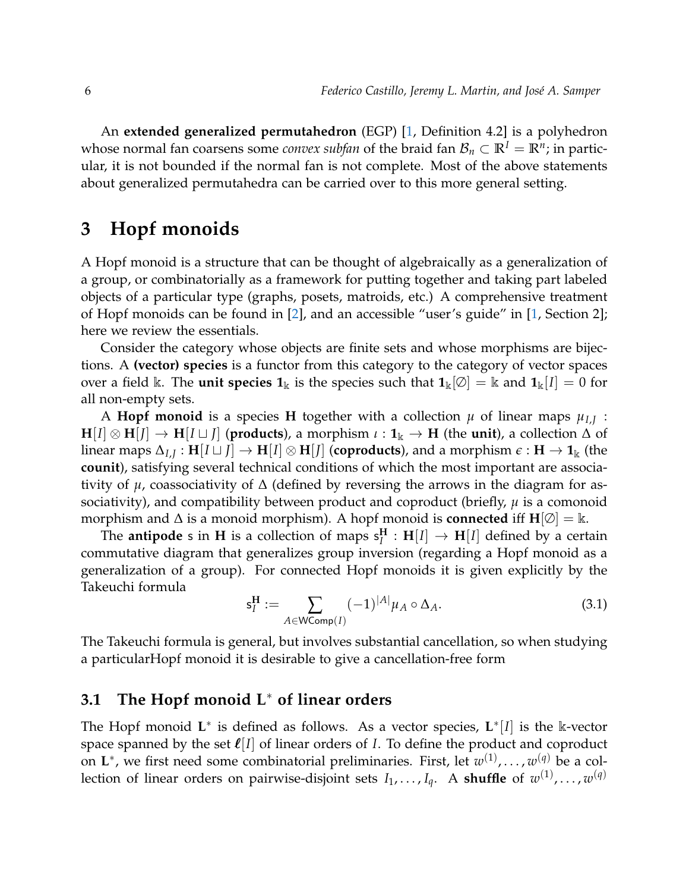An **extended generalized permutahedron** (EGP) [1, Definition 4.2] is a polyhedron whose normal fan coarsens some *convex subfan* of the braid fan $\mathcal{B}_n \subset \mathbb{R}^I = \mathbb{R}^n$; in particular, it is not bounded if the normal fan is not complete. Most of the above statements about generalized permutahedra can be carried over to this more general setting.

# 3 Hopf monoids

A Hopf monoid is a structure that can be thought of algebraically as a generalization of a group, or combinatorially as a framework for putting together and taking part labeled objects of a particular type (graphs, posets, matroids, etc.) A comprehensive treatment of Hopf monoids can be found in [2], and an accessible "user's guide" in [1, Section 2]; here we review the essentials.

Consider the category whose objects are finite sets and whose morphisms are bijections. A **(vector) species** is a functor from this category to the category of vector spaces over a field $\Bbbk$. The **unit species** $\mathbf{1}_\Bbbk$ is the species such that $\mathbf{1}_\Bbbk[\emptyset] = \Bbbk$ and $\mathbf{1}_\Bbbk[I] = 0$ for all non-empty sets.

A **Hopf monoid** is a species $\mathbf{H}$ together with a collection $\mu$ of linear maps $\mu_{I,J} : \mathbf{H}[I] \otimes \mathbf{H}[J] \to \mathbf{H}[I \sqcup J]$ (**products**), a morphism $\iota : \mathbf{1}_\Bbbk \to \mathbf{H}$ (the **unit**), a collection $\Delta$ of linear maps $\Delta_{I,J} : \mathbf{H}[I \sqcup J] \to \mathbf{H}[I] \otimes \mathbf{H}[J]$ (**coproducts**), and a morphism $\epsilon : \mathbf{H} \to \mathbf{1}_\Bbbk$ (the **counit**), satisfying several technical conditions of which the most important are associativity of $\mu$, coassociativity of $\Delta$ (defined by reversing the arrows in the diagram for associativity), and compatibility between product and coproduct (briefly, $\mu$ is a comonoid morphism and $\Delta$ is a monoid morphism). A hopf monoid is **connected** iff $\mathbf{H}[\emptyset] = \Bbbk$.

The **antipode** $\mathsf{s}$ in $\mathbf{H}$ is a collection of maps $\mathsf{s}^{\mathbf{H}}_I : \mathbf{H}[I] \to \mathbf{H}[I]$ defined by a certain commutative diagram that generalizes group inversion (regarding a Hopf monoid as a generalization of a group). For connected Hopf monoids it is given explicitly by the Takeuchi formula

$$\mathsf{s}^{\mathbf{H}}_I := \sum_{A \in \mathsf{WComp}(I)} (-1)^{|A|} \mu_A \circ \Delta_A. \tag{3.1}$$

The Takeuchi formula is general, but involves substantial cancellation, so when studying a particularHopf monoid it is desirable to give a cancellation-free form

## 3.1 The Hopf monoid $\mathbf{L}^*$ of linear orders

The Hopf monoid $\mathbf{L}^*$ is defined as follows. As a vector species, $\mathbf{L}^*[I]$ is the $\Bbbk$-vector space spanned by the set $\boldsymbol{\ell}[I]$ of linear orders of $I$. To define the product and coproduct on $\mathbf{L}^*$, we first need some combinatorial preliminaries. First, let $w^{(1)}, \ldots, w^{(q)}$ be a collection of linear orders on pairwise-disjoint sets $I_1, \ldots, I_q$. A **shuffle** of $w^{(1)}, \ldots, w^{(q)}$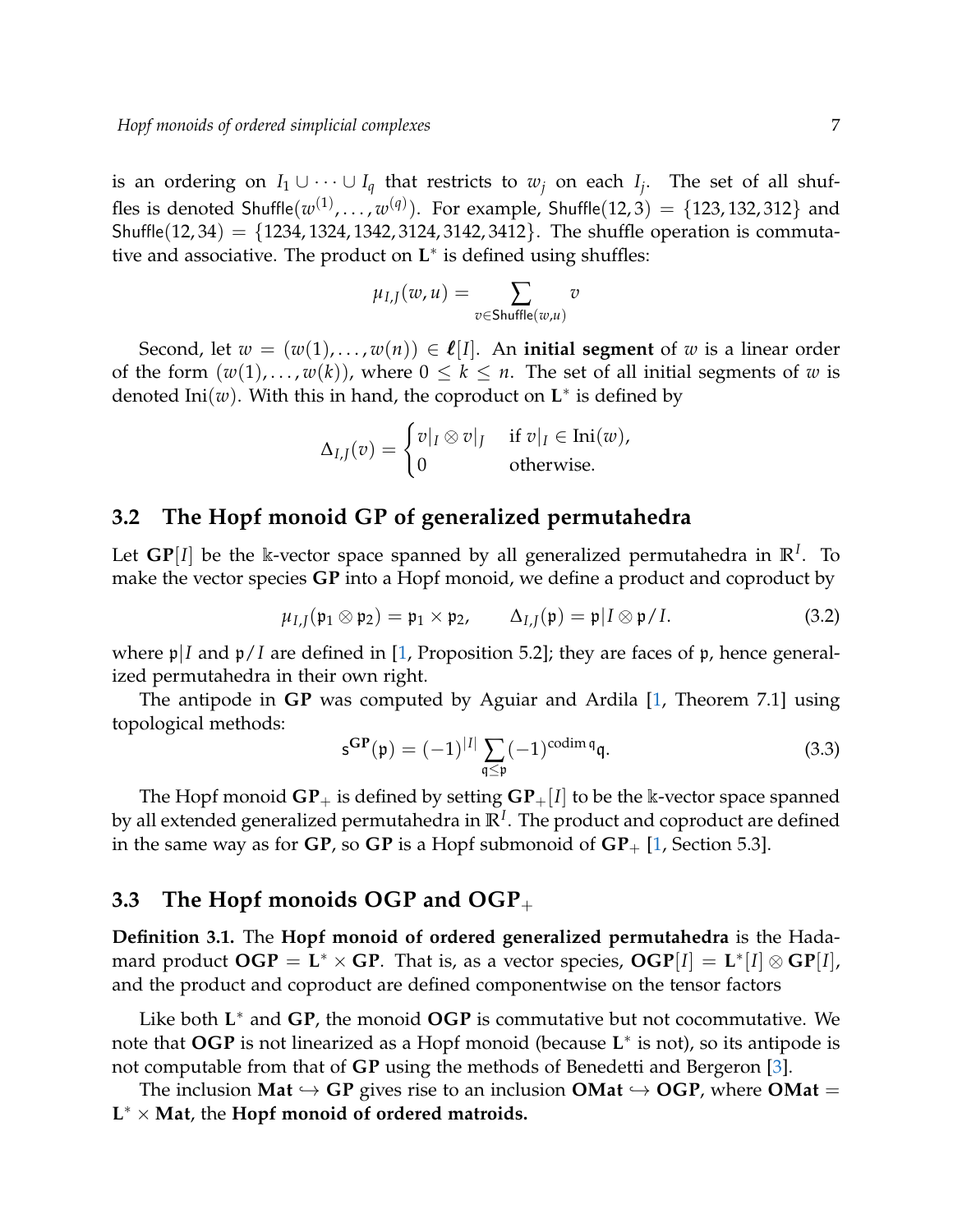is an ordering on $I_1 \cup \cdots \cup I_q$ that restricts to $w_j$ on each $I_j$. The set of all shuffles is denoted $\mathsf{Shuffle}(w^{(1)}, \ldots, w^{(q)})$. For example, $\mathsf{Shuffle}(12, 3) = \{123, 132, 312\}$ and $\mathsf{Shuffle}(12, 34) = \{1234, 1324, 1342, 3124, 3142, 3412\}$. The shuffle operation is commutative and associative. The product on $\mathbf{L}^*$ is defined using shuffles:

$$\mu_{I,J}(w, u) = \sum_{v \in \mathsf{Shuffle}(w,u)} v$$

Second, let $w = (w(1), \ldots, w(n)) \in \boldsymbol{\ell}[I]$. An **initial segment** of $w$ is a linear order of the form $(w(1), \ldots, w(k))$, where $0 \leq k \leq n$. The set of all initial segments of $w$ is denoted $\mathrm{Ini}(w)$. With this in hand, the coproduct on $\mathbf{L}^*$ is defined by

$$\Delta_{I,J}(v) = \begin{cases} v|_I \otimes v|_J & \text{if } v|_I \in \mathrm{Ini}(w), \\ 0 & \text{otherwise.} \end{cases}$$

## 3.2 The Hopf monoid GP of generalized permutahedra

Let $\mathbf{GP}[I]$ be the $\Bbbk$-vector space spanned by all generalized permutahedra in $\mathbb{R}^I$. To make the vector species $\mathbf{GP}$ into a Hopf monoid, we define a product and coproduct by

$$\mu_{I,J}(\mathfrak{p}_1 \otimes \mathfrak{p}_2) = \mathfrak{p}_1 \times \mathfrak{p}_2, \qquad \Delta_{I,J}(\mathfrak{p}) = \mathfrak{p}|I \otimes \mathfrak{p}/I. \tag{3.2}$$

where $\mathfrak{p}|I$ and $\mathfrak{p}/I$ are defined in [1, Proposition 5.2]; they are faces of $\mathfrak{p}$, hence generalized permutahedra in their own right.

The antipode in $\mathbf{GP}$ was computed by Aguiar and Ardila [1, Theorem 7.1] using topological methods:

$$\mathsf{s}^{\mathbf{GP}}(\mathfrak{p}) = (-1)^{|I|} \sum_{\mathfrak{q} \leq \mathfrak{p}} (-1)^{\operatorname{codim} \mathfrak{q}} \mathfrak{q}. \tag{3.3}$$

The Hopf monoid $\mathbf{GP}_+$ is defined by setting $\mathbf{GP}_+[I]$ to be the $\Bbbk$-vector space spanned by all extended generalized permutahedra in $\mathbb{R}^I$. The product and coproduct are defined in the same way as for $\mathbf{GP}$, so $\mathbf{GP}$ is a Hopf submonoid of $\mathbf{GP}_+$ [1, Section 5.3].

## 3.3 The Hopf monoids OGP and $\mathbf{OGP}_+$

**Definition 3.1.** The **Hopf monoid of ordered generalized permutahedra** is the Hadamard product $\mathbf{OGP} = \mathbf{L}^* \times \mathbf{GP}$. That is, as a vector species, $\mathbf{OGP}[I] = \mathbf{L}^*[I] \otimes \mathbf{GP}[I]$, and the product and coproduct are defined componentwise on the tensor factors

Like both $\mathbf{L}^*$ and $\mathbf{GP}$, the monoid $\mathbf{OGP}$ is commutative but not cocommutative. We note that $\mathbf{OGP}$ is not linearized as a Hopf monoid (because $\mathbf{L}^*$ is not), so its antipode is not computable from that of $\mathbf{GP}$ using the methods of Benedetti and Bergeron [3].

The inclusion $\mathbf{Mat} \hookrightarrow \mathbf{GP}$ gives rise to an inclusion $\mathbf{OMat} \hookrightarrow \mathbf{OGP}$, where $\mathbf{OMat} = \mathbf{L}^* \times \mathbf{Mat}$, the **Hopf monoid of ordered matroids.**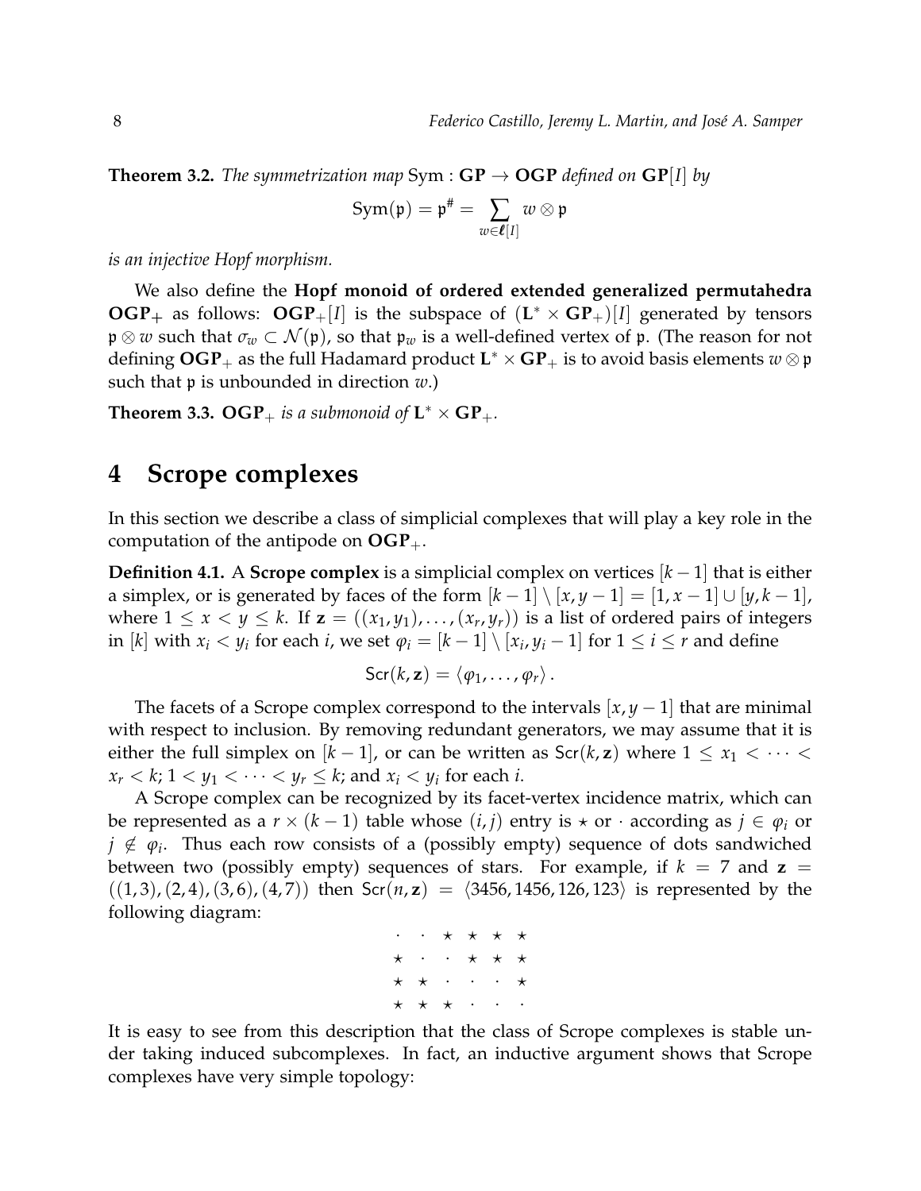**Theorem 3.2.** *The symmetrization map* $\mathrm{Sym} : \mathbf{GP} \to \mathbf{OGP}$ *defined on* $\mathbf{GP}[I]$ *by*

$$\mathrm{Sym}(\mathfrak{p}) = \mathfrak{p}^\# = \sum_{w \in \boldsymbol{\ell}[I]} w \otimes \mathfrak{p}$$

*is an injective Hopf morphism.*

We also define the **Hopf monoid of ordered extended generalized permutahedra** $\mathbf{OGP}_+$ as follows: $\mathbf{OGP}_+[I]$ is the subspace of $(\mathbf{L}^* \times \mathbf{GP}_+)[I]$ generated by tensors $\mathfrak{p} \otimes w$ such that $\sigma_w \subset \mathcal{N}(\mathfrak{p})$, so that $\mathfrak{p}_w$ is a well-defined vertex of $\mathfrak{p}$. (The reason for not defining $\mathbf{OGP}_+$ as the full Hadamard product $\mathbf{L}^* \times \mathbf{GP}_+$ is to avoid basis elements $w \otimes \mathfrak{p}$ such that $\mathfrak{p}$ is unbounded in direction $w$.)

**Theorem 3.3.** $\mathbf{OGP}_+$ *is a submonoid of* $\mathbf{L}^* \times \mathbf{GP}_+$.

# 4 Scrope complexes

In this section we describe a class of simplicial complexes that will play a key role in the computation of the antipode on $\mathbf{OGP}_+$.

**Definition 4.1.** A **Scrope complex** is a simplicial complex on vertices $[k-1]$ that is either a simplex, or is generated by faces of the form $[k-1] \setminus [x, y-1] = [1, x-1] \cup [y, k-1]$, where $1 \le x < y \le k$. If $\mathbf{z} = ((x_1, y_1), \ldots, (x_r, y_r))$ is a list of ordered pairs of integers in $[k]$ with $x_i < y_i$ for each $i$, we set $\varphi_i = [k-1] \setminus [x_i, y_i - 1]$ for $1 \le i \le r$ and define

$$\mathsf{Scr}(k, \mathbf{z}) = \langle \varphi_1, \ldots, \varphi_r \rangle .$$

The facets of a Scrope complex correspond to the intervals $[x, y-1]$ that are minimal with respect to inclusion. By removing redundant generators, we may assume that it is either the full simplex on $[k-1]$, or can be written as $\mathsf{Scr}(k, \mathbf{z})$ where $1 \le x_1 < \cdots < x_r < k$; $1 < y_1 < \cdots < y_r \le k$; and $x_i < y_i$ for each $i$.

A Scrope complex can be recognized by its facet-vertex incidence matrix, which can be represented as a $r \times (k-1)$ table whose $(i, j)$ entry is $\star$ or $\cdot$ according as $j \in \varphi_i$ or $j \notin \varphi_i$. Thus each row consists of a (possibly empty) sequence of dots sandwiched between two (possibly empty) sequences of stars. For example, if $k = 7$ and $\mathbf{z} = ((1,3), (2,4), (3,6), (4,7))$ then $\mathsf{Scr}(n, \mathbf{z}) = \langle 3456, 1456, 126, 123 \rangle$ is represented by the following diagram:

$$\begin{array}{cccccc}
\cdot & \cdot & \star & \star & \star & \star \\
\star & \cdot & \cdot & \star & \star & \star \\
\star & \star & \cdot & \cdot & \cdot & \star \\
\star & \star & \star & \cdot & \cdot & \cdot
\end{array}$$

It is easy to see from this description that the class of Scrope complexes is stable under taking induced subcomplexes. In fact, an inductive argument shows that Scrope complexes have very simple topology: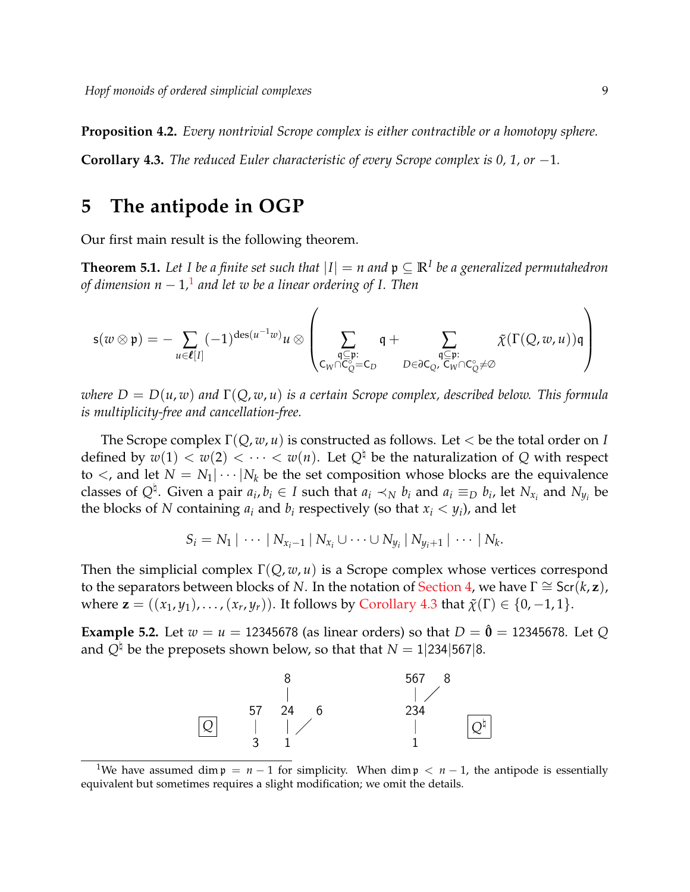**Proposition 4.2.** *Every nontrivial Scrope complex is either contractible or a homotopy sphere.*

**Corollary 4.3.** *The reduced Euler characteristic of every Scrope complex is 0, 1, or −1.*

# 5 The antipode in OGP

Our first main result is the following theorem.

**Theorem 5.1.** *Let $I$ be a finite set such that $|I| = n$ and $\mathfrak{p} \subseteq \mathbb{R}^I$ be a generalized permutahedron of dimension $n-1$,*[1] *and let $w$ be a linear ordering of $I$. Then*

$$\mathsf{s}(w \otimes \mathfrak{p}) = -\sum_{u \in \boldsymbol{\ell}[I]} (-1)^{\operatorname{des}(u^{-1}w)} u \otimes \left( \sum_{\substack{\mathfrak{q} \subseteq \mathfrak{p}: \\ \mathsf{C}_W \cap \mathsf{C}_Q^\circ = \mathsf{C}_D}} \mathfrak{q} + \sum_{\substack{D \in \partial \mathsf{C}_Q,\ \mathfrak{q} \subseteq \mathfrak{p}: \\ \mathsf{C}_W \cap \mathsf{C}_Q^\circ \neq \emptyset}} \tilde{\chi}(\Gamma(Q, w, u))\mathfrak{q} \right)$$

*where $D = D(u, w)$ and $\Gamma(Q, w, u)$ is a certain Scrope complex, described below. This formula is multiplicity-free and cancellation-free.*

The Scrope complex $\Gamma(Q, w, u)$ is constructed as follows. Let $<$ be the total order on $I$ defined by $w(1) < w(2) < \cdots < w(n)$. Let $Q^\natural$ be the naturalization of $Q$ with respect to $<$, and let $N = N_1 | \cdots | N_k$ be the set composition whose blocks are the equivalence classes of $Q^\natural$. Given a pair $a_i, b_i \in I$ such that $a_i \prec_N b_i$ and $a_i \equiv_D b_i$, let $N_{x_i}$ and $N_{y_i}$ be the blocks of $N$ containing $a_i$ and $b_i$ respectively (so that $x_i < y_i$), and let

$$S_i = N_1 \mid \cdots \mid N_{x_i - 1} \mid N_{x_i} \cup \cdots \cup N_{y_i} \mid N_{y_i + 1} \mid \cdots \mid N_k.$$

Then the simplicial complex $\Gamma(Q, w, u)$ is a Scrope complex whose vertices correspond to the separators between blocks of $N$. In the notation of Section 4, we have $\Gamma \cong \mathsf{Scr}(k, \mathbf{z})$, where $\mathbf{z} = ((x_1, y_1), \ldots, (x_r, y_r))$. It follows by Corollary 4.3 that $\tilde{\chi}(\Gamma) \in \{0, -1, 1\}$.

**Example 5.2.** Let $w = u = 12345678$ (as linear orders) so that $D = \hat{\mathbf{0}} = 12345678$. Let $Q$ and $Q^\natural$ be the preposets shown below, so that that $N = 1|234|567|8$.

$Q$: 3 — 57; 1 — 24 — 8; 1 — 6

$Q^\natural$: 1 — 234 — 567; 234 — 8

[1] We have assumed $\dim \mathfrak{p} = n - 1$ for simplicity. When $\dim \mathfrak{p} < n - 1$, the antipode is essentially equivalent but sometimes requires a slight modification; we omit the details.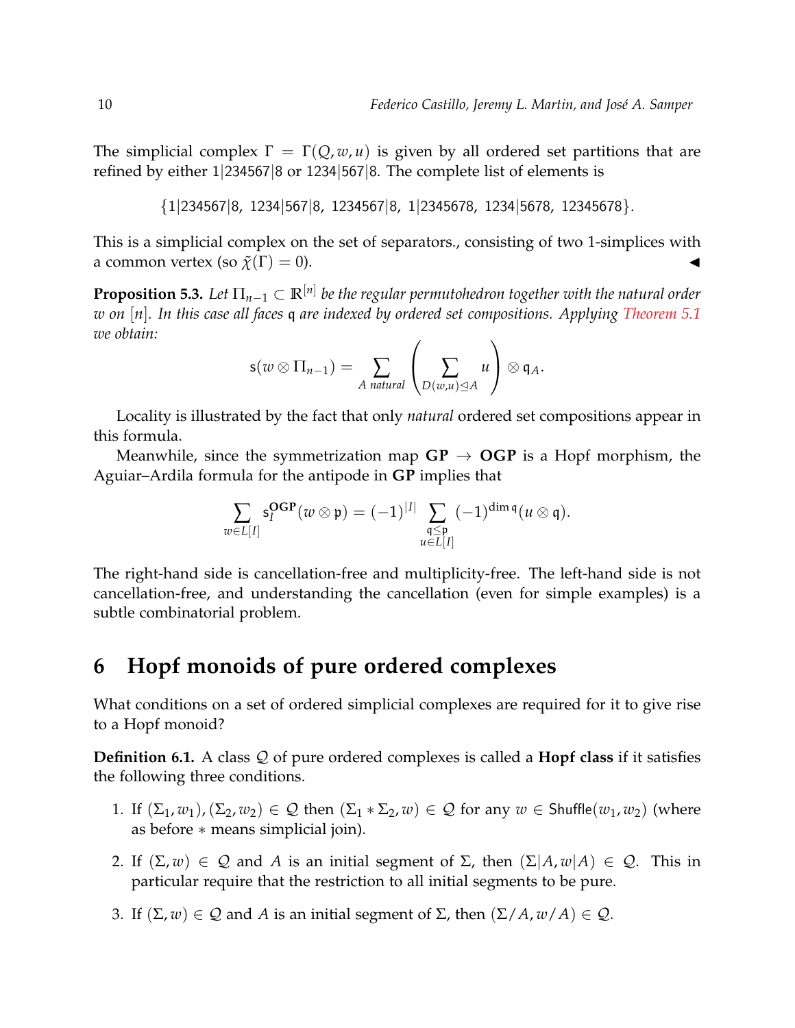The simplicial complex $\Gamma = \Gamma(Q, w, u)$ is given by all ordered set partitions that are refined by either 1|234567|8 or 1234|567|8. The complete list of elements is

$$\{1|234567|8,\ 1234|567|8,\ 1234567|8,\ 1|2345678,\ 1234|5678,\ 12345678\}.$$

This is a simplicial complex on the set of separators., consisting of two 1-simplices with a common vertex (so $\tilde{\chi}(\Gamma) = 0$). ◀

**Proposition 5.3.** *Let $\Pi_{n-1} \subset \mathbb{R}^{[n]}$ be the regular permutohedron together with the natural order $w$ on $[n]$. In this case all faces $\mathfrak{q}$ are indexed by ordered set compositions. Applying Theorem 5.1 we obtain:*

$$\mathsf{s}(w \otimes \Pi_{n-1}) = \sum_{A \text{ natural}} \left( \sum_{D(w,u) \trianglelefteq A} u \right) \otimes \mathfrak{q}_A.$$

Locality is illustrated by the fact that only *natural* ordered set compositions appear in this formula.

Meanwhile, since the symmetrization map $\mathbf{GP} \to \mathbf{OGP}$ is a Hopf morphism, the Aguiar–Ardila formula for the antipode in $\mathbf{GP}$ implies that

$$\sum_{w \in L[I]} \mathsf{s}_I^{\mathbf{OGP}}(w \otimes \mathfrak{p}) = (-1)^{|I|} \sum_{\substack{\mathfrak{q} \leq \mathfrak{p} \\ u \in L[I]}} (-1)^{\dim \mathfrak{q}} (u \otimes \mathfrak{q}).$$

The right-hand side is cancellation-free and multiplicity-free. The left-hand side is not cancellation-free, and understanding the cancellation (even for simple examples) is a subtle combinatorial problem.

# 6 Hopf monoids of pure ordered complexes

What conditions on a set of ordered simplicial complexes are required for it to give rise to a Hopf monoid?

**Definition 6.1.** A class $\mathcal{Q}$ of pure ordered complexes is called a **Hopf class** if it satisfies the following three conditions.

1. If $(\Sigma_1, w_1), (\Sigma_2, w_2) \in \mathcal{Q}$ then $(\Sigma_1 * \Sigma_2, w) \in \mathcal{Q}$ for any $w \in \mathsf{Shuffle}(w_1, w_2)$ (where as before $*$ means simplicial join).
2. If $(\Sigma, w) \in \mathcal{Q}$ and $A$ is an initial segment of $\Sigma$, then $(\Sigma|A, w|A) \in \mathcal{Q}$. This in particular require that the restriction to all initial segments to be pure.
3. If $(\Sigma, w) \in \mathcal{Q}$ and $A$ is an initial segment of $\Sigma$, then $(\Sigma/A, w/A) \in \mathcal{Q}$.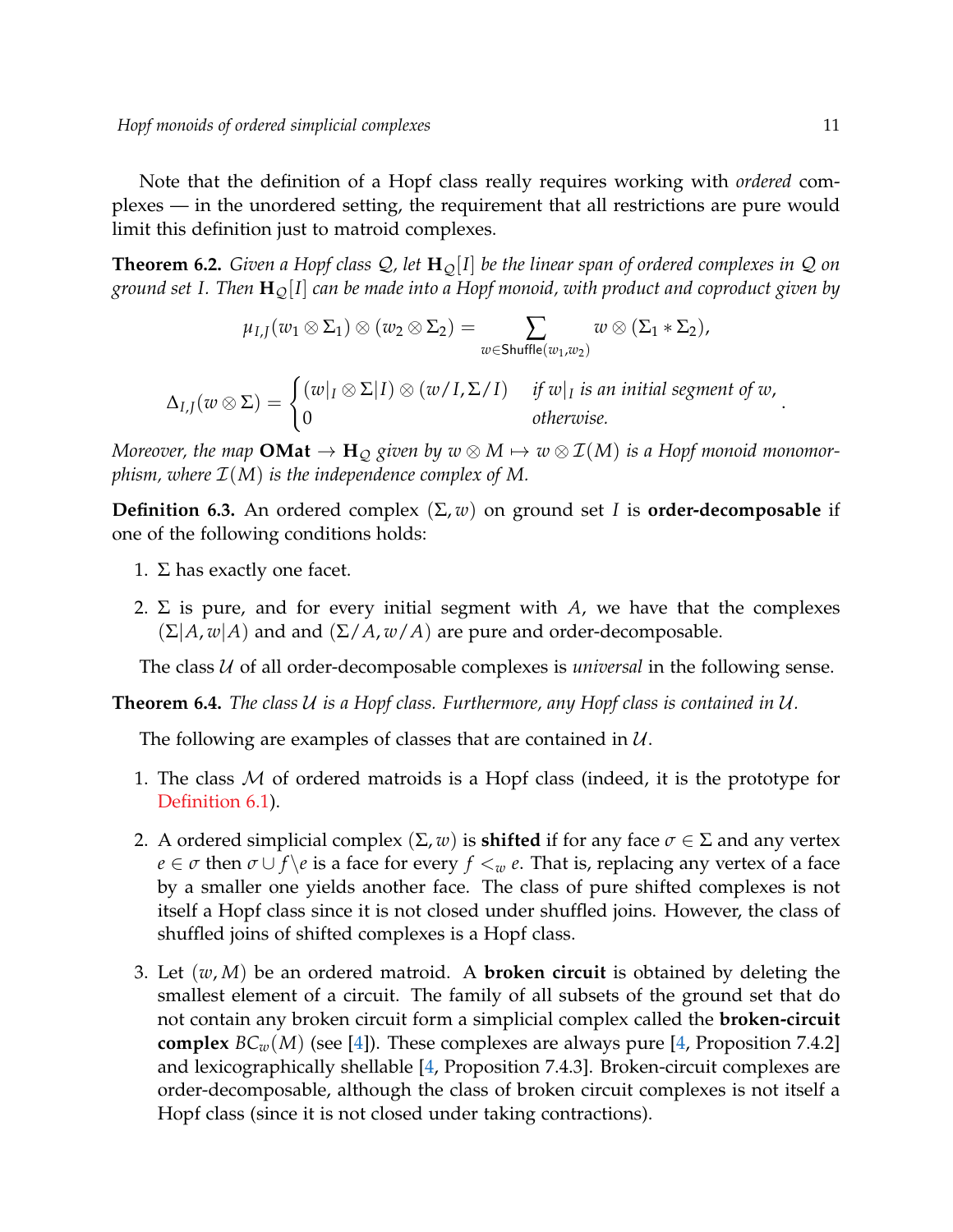Note that the definition of a Hopf class really requires working with *ordered* complexes — in the unordered setting, the requirement that all restrictions are pure would limit this definition just to matroid complexes.

**Theorem 6.2.** *Given a Hopf class $\mathcal{Q}$, let $\mathbf{H}_{\mathcal{Q}}[I]$ be the linear span of ordered complexes in $\mathcal{Q}$ on ground set $I$. Then $\mathbf{H}_{\mathcal{Q}}[I]$ can be made into a Hopf monoid, with product and coproduct given by*

$$\mu_{I,J}(w_1 \otimes \Sigma_1) \otimes (w_2 \otimes \Sigma_2) = \sum_{w \in \mathsf{Shuffle}(w_1, w_2)} w \otimes (\Sigma_1 * \Sigma_2),$$

$$\Delta_{I,J}(w \otimes \Sigma) = \begin{cases} (w|_I \otimes \Sigma|I) \otimes (w/I, \Sigma/I) & \text{if } w|_I \text{ is an initial segment of } w, \\ 0 & \text{otherwise.} \end{cases}.$$

*Moreover, the map* $\mathbf{OMat} \to \mathbf{H}_{\mathcal{Q}}$ *given by* $w \otimes M \mapsto w \otimes \mathcal{I}(M)$ *is a Hopf monoid monomorphism, where* $\mathcal{I}(M)$ *is the independence complex of* $M$*.*

**Definition 6.3.** An ordered complex $(\Sigma, w)$ on ground set $I$ is **order-decomposable** if one of the following conditions holds:

1. $\Sigma$ has exactly one facet.
2. $\Sigma$ is pure, and for every initial segment with $A$, we have that the complexes $(\Sigma|A, w|A)$ and and $(\Sigma/A, w/A)$ are pure and order-decomposable.

The class $\mathcal{U}$ of all order-decomposable complexes is *universal* in the following sense.

**Theorem 6.4.** *The class $\mathcal{U}$ is a Hopf class. Furthermore, any Hopf class is contained in $\mathcal{U}$.*

The following are examples of classes that are contained in $\mathcal{U}$.

1. The class $\mathcal{M}$ of ordered matroids is a Hopf class (indeed, it is the prototype for Definition 6.1).
2. A ordered simplicial complex $(\Sigma, w)$ is **shifted** if for any face $\sigma \in \Sigma$ and any vertex $e \in \sigma$ then $\sigma \cup f \backslash e$ is a face for every $f <_w e$. That is, replacing any vertex of a face by a smaller one yields another face. The class of pure shifted complexes is not itself a Hopf class since it is not closed under shuffled joins. However, the class of shuffled joins of shifted complexes is a Hopf class.
3. Let $(w, M)$ be an ordered matroid. A **broken circuit** is obtained by deleting the smallest element of a circuit. The family of all subsets of the ground set that do not contain any broken circuit form a simplicial complex called the **broken-circuit complex** $BC_w(M)$ (see [4]). These complexes are always pure [4, Proposition 7.4.2] and lexicographically shellable [4, Proposition 7.4.3]. Broken-circuit complexes are order-decomposable, although the class of broken circuit complexes is not itself a Hopf class (since it is not closed under taking contractions).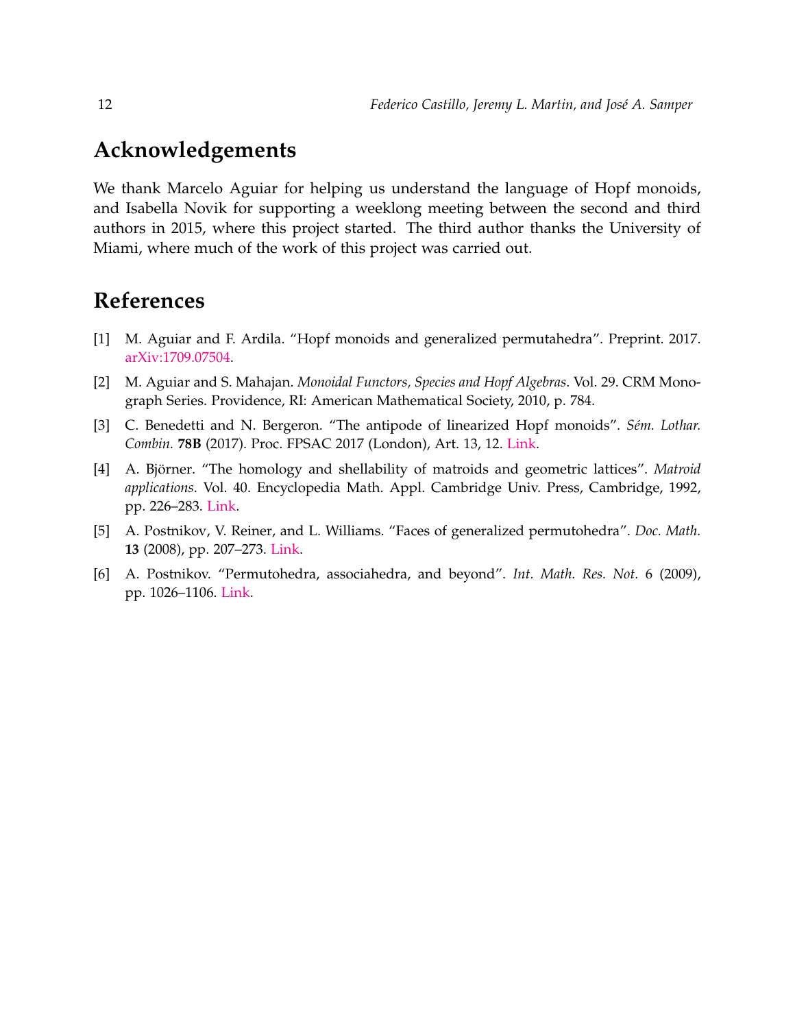## Acknowledgements

We thank Marcelo Aguiar for helping us understand the language of Hopf monoids, and Isabella Novik for supporting a weeklong meeting between the second and third authors in 2015, where this project started. The third author thanks the University of Miami, where much of the work of this project was carried out.

## References

[1] M. Aguiar and F. Ardila. "Hopf monoids and generalized permutahedra". Preprint. 2017. arXiv:1709.07504.

[2] M. Aguiar and S. Mahajan. *Monoidal Functors, Species and Hopf Algebras*. Vol. 29. CRM Monograph Series. Providence, RI: American Mathematical Society, 2010, p. 784.

[3] C. Benedetti and N. Bergeron. "The antipode of linearized Hopf monoids". *Sém. Lothar. Combin.* **78B** (2017). Proc. FPSAC 2017 (London), Art. 13, 12. Link.

[4] A. Björner. "The homology and shellability of matroids and geometric lattices". *Matroid applications*. Vol. 40. Encyclopedia Math. Appl. Cambridge Univ. Press, Cambridge, 1992, pp. 226–283. Link.

[5] A. Postnikov, V. Reiner, and L. Williams. "Faces of generalized permutohedra". *Doc. Math.* **13** (2008), pp. 207–273. Link.

[6] A. Postnikov. "Permutohedra, associahedra, and beyond". *Int. Math. Res. Not.* 6 (2009), pp. 1026–1106. Link.